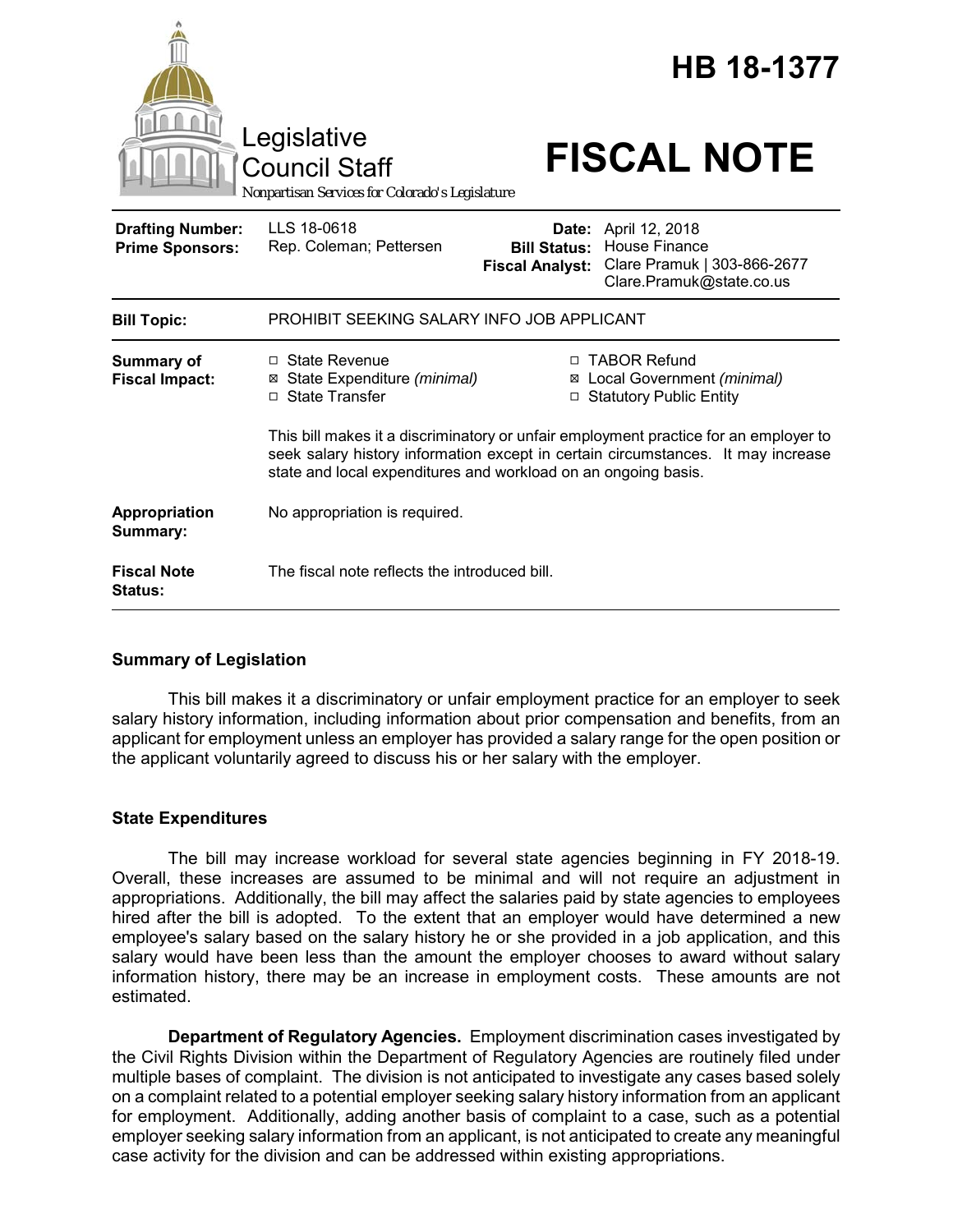# HB 18-1377

Legislative Council Staff
*Nonpartisan Services for Colorado's Legislature*

# FISCAL NOTE

| | | | |
|---|---|---|---|
| **Drafting Number:** | LLS 18-0618 | **Date:** | April 12, 2018 |
| **Prime Sponsors:** | Rep. Coleman; Pettersen | **Bill Status:** | House Finance |
| | | **Fiscal Analyst:** | Clare Pramuk \| 303-866-2677 Clare.Pramuk@state.co.us |

| | |
|---|---|
| **Bill Topic:** | PROHIBIT SEEKING SALARY INFO JOB APPLICANT |
| **Summary of Fiscal Impact:** | ☐ State Revenue ☒ State Expenditure *(minimal)* ☐ State Transfer ☐ TABOR Refund ☒ Local Government *(minimal)* ☐ Statutory Public Entity <br><br> This bill makes it a discriminatory or unfair employment practice for an employer to seek salary history information except in certain circumstances. It may increase state and local expenditures and workload on an ongoing basis. |
| **Appropriation Summary:** | No appropriation is required. |
| **Fiscal Note Status:** | The fiscal note reflects the introduced bill. |

## Summary of Legislation

This bill makes it a discriminatory or unfair employment practice for an employer to seek salary history information, including information about prior compensation and benefits, from an applicant for employment unless an employer has provided a salary range for the open position or the applicant voluntarily agreed to discuss his or her salary with the employer.

## State Expenditures

The bill may increase workload for several state agencies beginning in FY 2018-19. Overall, these increases are assumed to be minimal and will not require an adjustment in appropriations. Additionally, the bill may affect the salaries paid by state agencies to employees hired after the bill is adopted. To the extent that an employer would have determined a new employee's salary based on the salary history he or she provided in a job application, and this salary would have been less than the amount the employer chooses to award without salary information history, there may be an increase in employment costs. These amounts are not estimated.

**Department of Regulatory Agencies.** Employment discrimination cases investigated by the Civil Rights Division within the Department of Regulatory Agencies are routinely filed under multiple bases of complaint. The division is not anticipated to investigate any cases based solely on a complaint related to a potential employer seeking salary history information from an applicant for employment. Additionally, adding another basis of complaint to a case, such as a potential employer seeking salary information from an applicant, is not anticipated to create any meaningful case activity for the division and can be addressed within existing appropriations.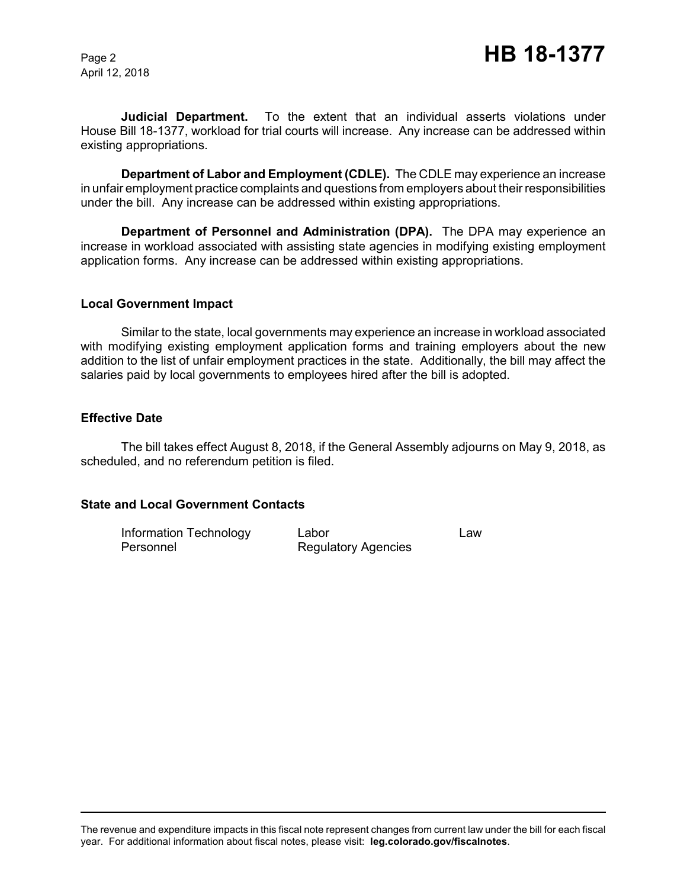**Judicial Department.** To the extent that an individual asserts violations under House Bill 18-1377, workload for trial courts will increase. Any increase can be addressed within existing appropriations.

**Department of Labor and Employment (CDLE).** The CDLE may experience an increase in unfair employment practice complaints and questions from employers about their responsibilities under the bill. Any increase can be addressed within existing appropriations.

**Department of Personnel and Administration (DPA).** The DPA may experience an increase in workload associated with assisting state agencies in modifying existing employment application forms. Any increase can be addressed within existing appropriations.

### Local Government Impact

Similar to the state, local governments may experience an increase in workload associated with modifying existing employment application forms and training employers about the new addition to the list of unfair employment practices in the state. Additionally, the bill may affect the salaries paid by local governments to employees hired after the bill is adopted.

### Effective Date

The bill takes effect August 8, 2018, if the General Assembly adjourns on May 9, 2018, as scheduled, and no referendum petition is filed.

### State and Local Government Contacts

| | | |
|---|---|---|
| Information Technology | Labor | Law |
| Personnel | Regulatory Agencies | |

The revenue and expenditure impacts in this fiscal note represent changes from current law under the bill for each fiscal year. For additional information about fiscal notes, please visit: **leg.colorado.gov/fiscalnotes**.